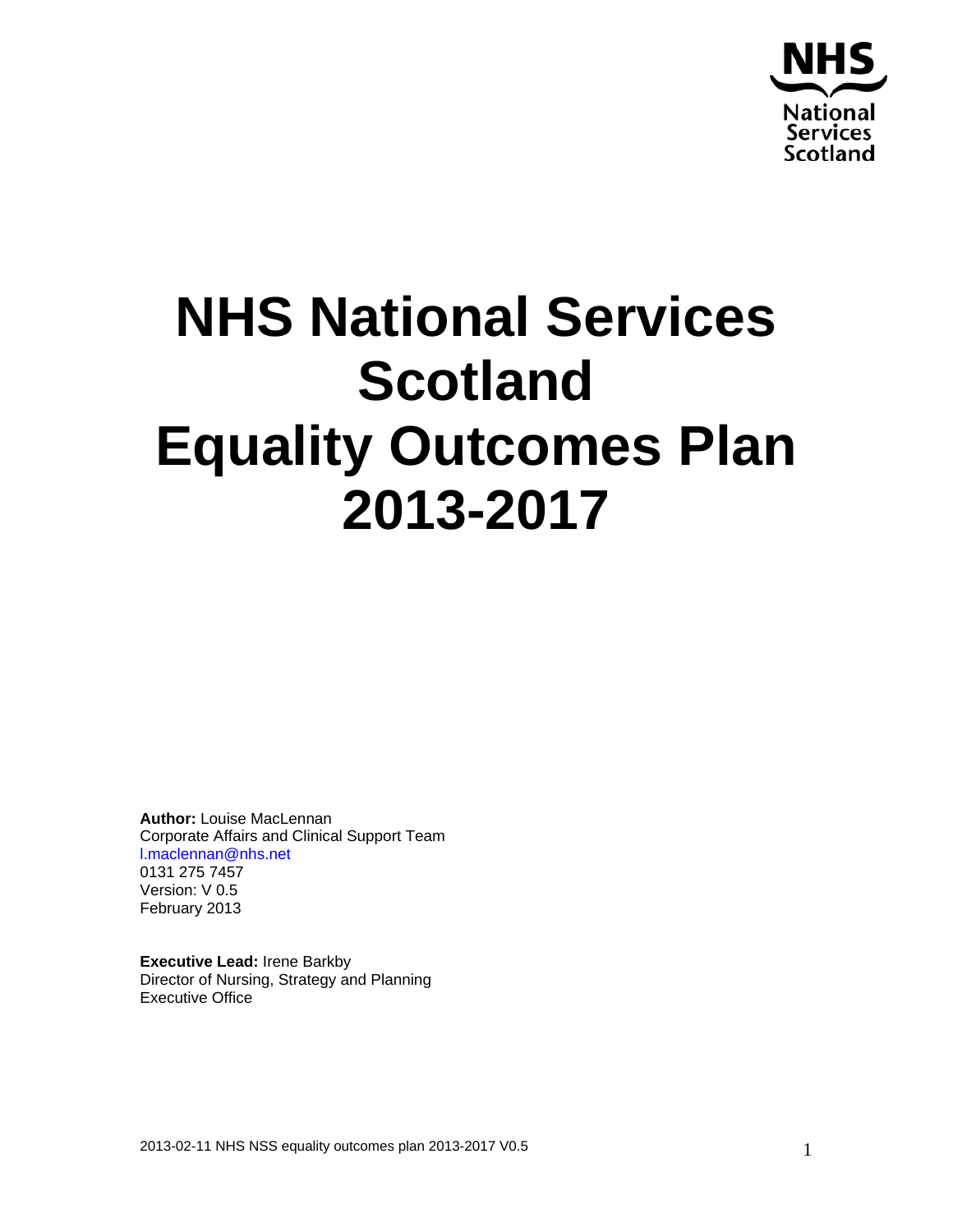NHS National Services Scotland

# NHS National Services Scotland Equality Outcomes Plan 2013-2017

**Author:** Louise MacLennan
Corporate Affairs and Clinical Support Team
l.maclennan@nhs.net
0131 275 7457
Version: V 0.5
February 2013

**Executive Lead:** Irene Barkby
Director of Nursing, Strategy and Planning
Executive Office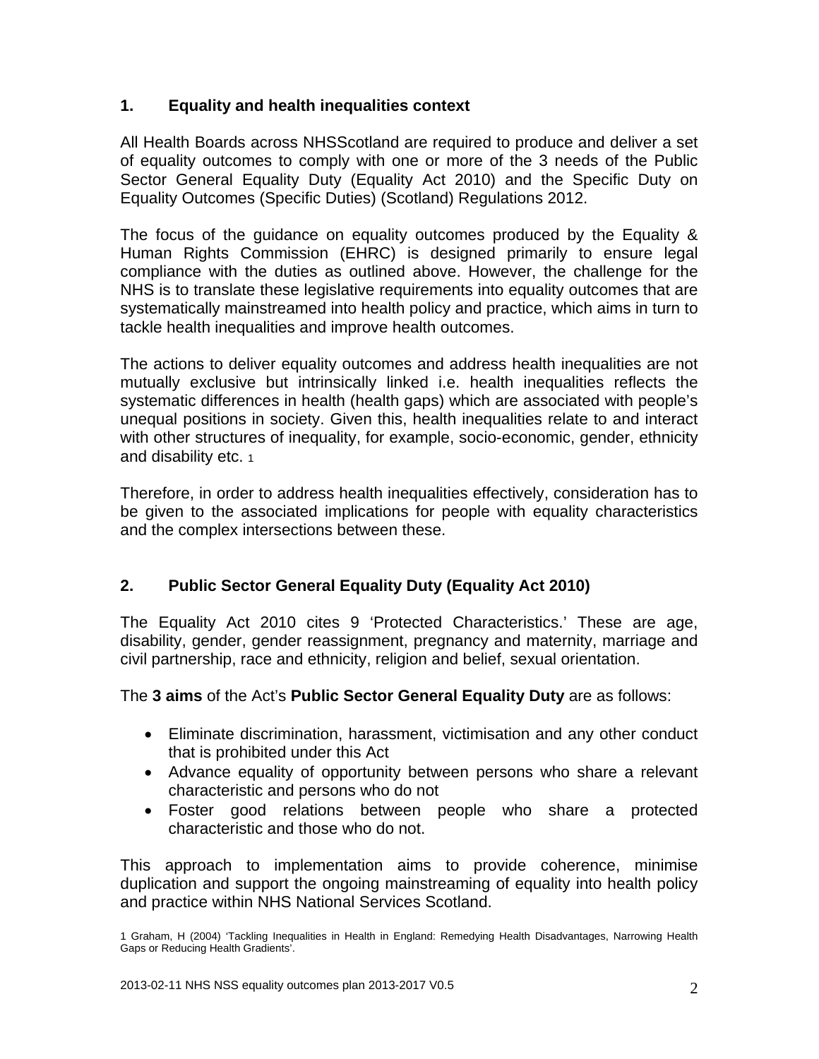## 1. Equality and health inequalities context

All Health Boards across NHSScotland are required to produce and deliver a set of equality outcomes to comply with one or more of the 3 needs of the Public Sector General Equality Duty (Equality Act 2010) and the Specific Duty on Equality Outcomes (Specific Duties) (Scotland) Regulations 2012.

The focus of the guidance on equality outcomes produced by the Equality & Human Rights Commission (EHRC) is designed primarily to ensure legal compliance with the duties as outlined above. However, the challenge for the NHS is to translate these legislative requirements into equality outcomes that are systematically mainstreamed into health policy and practice, which aims in turn to tackle health inequalities and improve health outcomes.

The actions to deliver equality outcomes and address health inequalities are not mutually exclusive but intrinsically linked i.e. health inequalities reflects the systematic differences in health (health gaps) which are associated with people's unequal positions in society. Given this, health inequalities relate to and interact with other structures of inequality, for example, socio-economic, gender, ethnicity and disability etc. [1]

Therefore, in order to address health inequalities effectively, consideration has to be given to the associated implications for people with equality characteristics and the complex intersections between these.

## 2. Public Sector General Equality Duty (Equality Act 2010)

The Equality Act 2010 cites 9 'Protected Characteristics.' These are age, disability, gender, gender reassignment, pregnancy and maternity, marriage and civil partnership, race and ethnicity, religion and belief, sexual orientation.

The **3 aims** of the Act's **Public Sector General Equality Duty** are as follows:

- Eliminate discrimination, harassment, victimisation and any other conduct that is prohibited under this Act
- Advance equality of opportunity between persons who share a relevant characteristic and persons who do not
- Foster good relations between people who share a protected characteristic and those who do not.

This approach to implementation aims to provide coherence, minimise duplication and support the ongoing mainstreaming of equality into health policy and practice within NHS National Services Scotland.

1 Graham, H (2004) 'Tackling Inequalities in Health in England: Remedying Health Disadvantages, Narrowing Health Gaps or Reducing Health Gradients'.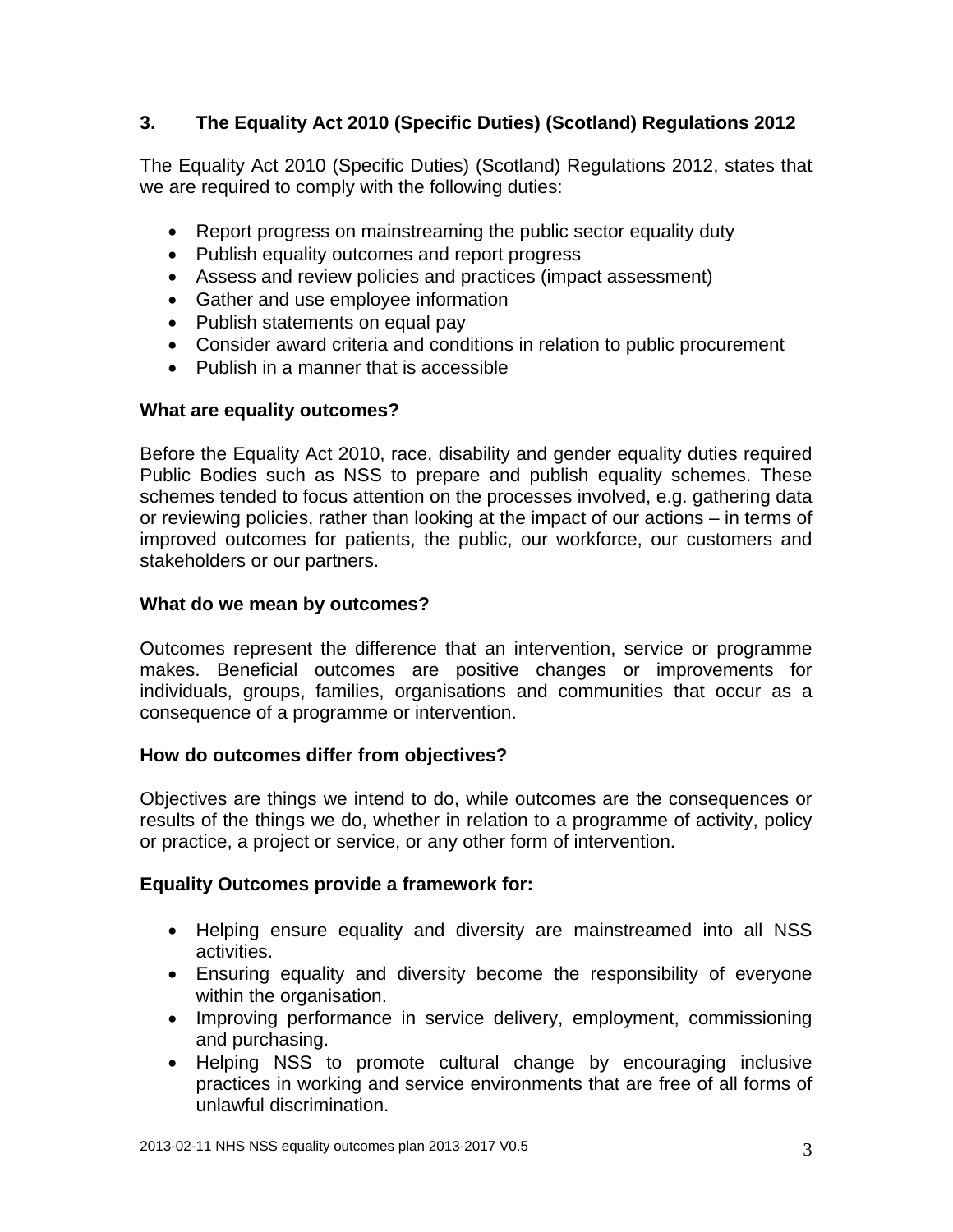## 3. The Equality Act 2010 (Specific Duties) (Scotland) Regulations 2012

The Equality Act 2010 (Specific Duties) (Scotland) Regulations 2012, states that we are required to comply with the following duties:

- Report progress on mainstreaming the public sector equality duty
- Publish equality outcomes and report progress
- Assess and review policies and practices (impact assessment)
- Gather and use employee information
- Publish statements on equal pay
- Consider award criteria and conditions in relation to public procurement
- Publish in a manner that is accessible

**What are equality outcomes?**

Before the Equality Act 2010, race, disability and gender equality duties required Public Bodies such as NSS to prepare and publish equality schemes. These schemes tended to focus attention on the processes involved, e.g. gathering data or reviewing policies, rather than looking at the impact of our actions – in terms of improved outcomes for patients, the public, our workforce, our customers and stakeholders or our partners.

**What do we mean by outcomes?**

Outcomes represent the difference that an intervention, service or programme makes. Beneficial outcomes are positive changes or improvements for individuals, groups, families, organisations and communities that occur as a consequence of a programme or intervention.

**How do outcomes differ from objectives?**

Objectives are things we intend to do, while outcomes are the consequences or results of the things we do, whether in relation to a programme of activity, policy or practice, a project or service, or any other form of intervention.

**Equality Outcomes provide a framework for:**

- Helping ensure equality and diversity are mainstreamed into all NSS activities.
- Ensuring equality and diversity become the responsibility of everyone within the organisation.
- Improving performance in service delivery, employment, commissioning and purchasing.
- Helping NSS to promote cultural change by encouraging inclusive practices in working and service environments that are free of all forms of unlawful discrimination.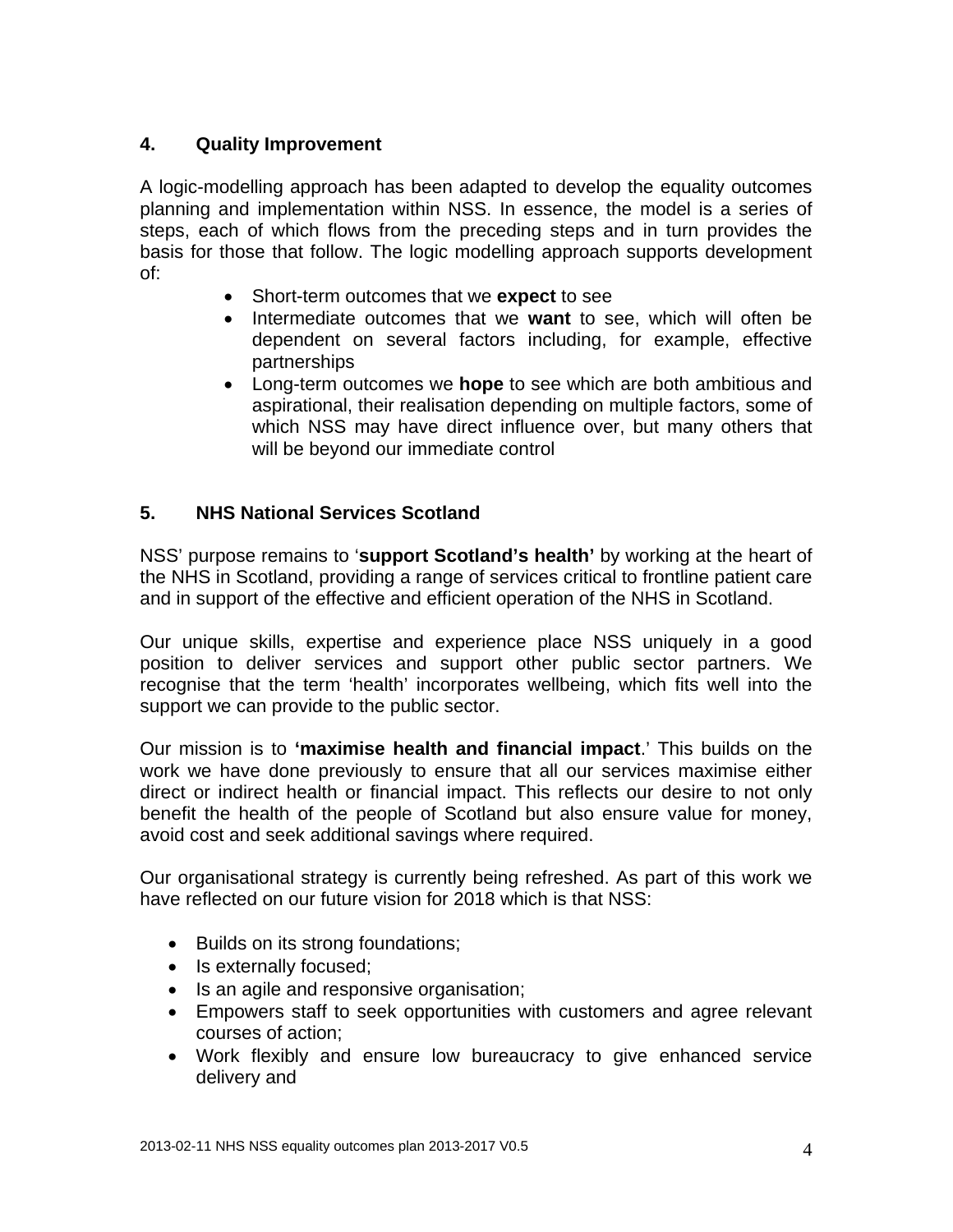## 4. Quality Improvement

A logic-modelling approach has been adapted to develop the equality outcomes planning and implementation within NSS. In essence, the model is a series of steps, each of which flows from the preceding steps and in turn provides the basis for those that follow. The logic modelling approach supports development of:

- Short-term outcomes that we **expect** to see
- Intermediate outcomes that we **want** to see, which will often be dependent on several factors including, for example, effective partnerships
- Long-term outcomes we **hope** to see which are both ambitious and aspirational, their realisation depending on multiple factors, some of which NSS may have direct influence over, but many others that will be beyond our immediate control

## 5. NHS National Services Scotland

NSS' purpose remains to '**support Scotland's health'** by working at the heart of the NHS in Scotland, providing a range of services critical to frontline patient care and in support of the effective and efficient operation of the NHS in Scotland.

Our unique skills, expertise and experience place NSS uniquely in a good position to deliver services and support other public sector partners. We recognise that the term 'health' incorporates wellbeing, which fits well into the support we can provide to the public sector.

Our mission is to **'maximise health and financial impact**.' This builds on the work we have done previously to ensure that all our services maximise either direct or indirect health or financial impact. This reflects our desire to not only benefit the health of the people of Scotland but also ensure value for money, avoid cost and seek additional savings where required.

Our organisational strategy is currently being refreshed. As part of this work we have reflected on our future vision for 2018 which is that NSS:

- Builds on its strong foundations;
- Is externally focused;
- Is an agile and responsive organisation;
- Empowers staff to seek opportunities with customers and agree relevant courses of action;
- Work flexibly and ensure low bureaucracy to give enhanced service delivery and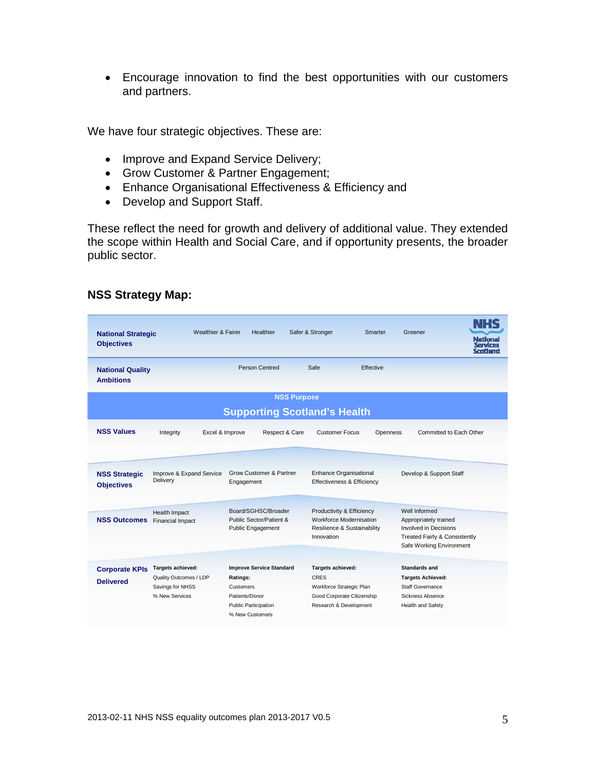- Encourage innovation to find the best opportunities with our customers and partners.

We have four strategic objectives. These are:

- Improve and Expand Service Delivery;
- Grow Customer & Partner Engagement;
- Enhance Organisational Effectiveness & Efficiency and
- Develop and Support Staff.

These reflect the need for growth and delivery of additional value. They extended the scope within Health and Social Care, and if opportunity presents, the broader public sector.

### NSS Strategy Map:

| | | | | |
|---|---|---|---|---|
| **National Strategic Objectives** | Wealthier & Fairer; Healthier | Safer & Stronger | Smarter | Greener |
| **National Quality Ambitions** | Person Centred | Safe | Effective | |
| **NSS Purpose** | Supporting Scotland's Health | | | |
| **NSS Values** | Integrity; Excel & Improve | Respect & Care; Customer Focus | Openness | Committed to Each Other |
| **NSS Strategic Objectives** | Improve & Expand Service Delivery | Grow Customer & Partner Engagement | Enhance Organisational Effectiveness & Efficiency | Develop & Support Staff |
| **NSS Outcomes** | Health Impact<br>Financial Impact | Board/SGHSC/Broader Public Sector/Patient & Public Engagement | Productivity & Efficiency<br>Workforce Modernisation<br>Resilience & Sustainability<br>Innovation | Well Informed<br>Appropriately trained<br>Involved in Decisions<br>Treated Fairly & Consistently<br>Safe Working Environment |
| **Corporate KPIs Delivered** | **Targets achieved:**<br>Quality Outcomes / LDP<br>Savings for NHSS<br>% New Services | **Improve Service Standard Ratings:**<br>Customers<br>Patients/Donor<br>Public Participation<br>% New Customers | **Targets achieved:**<br>CRES<br>Workforce Strategic Plan<br>Good Corporate Citizenship<br>Research & Development | **Standards and Targets Achieved:**<br>Staff Governance<br>Sickness Absence<br>Health and Safety |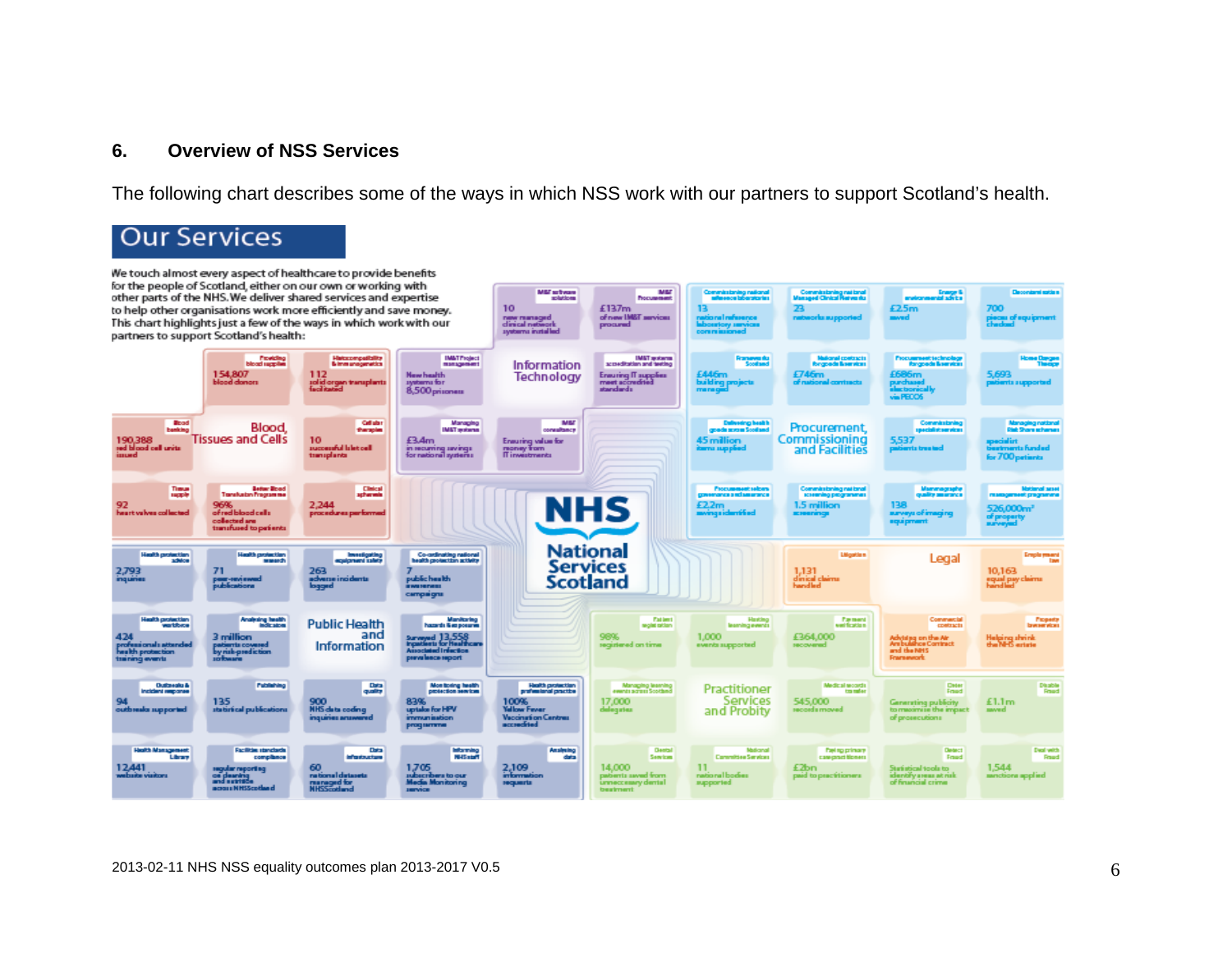## 6. Overview of NSS Services

The following chart describes some of the ways in which NSS work with our partners to support Scotland's health.

### Our Services

We touch almost every aspect of healthcare to provide benefits for the people of Scotland, either on our own or working with other parts of the NHS. We deliver shared services and expertise to help other organisations work more efficiently and save money. This chart highlights just a few of the ways in which work with our partners to support Scotland's health:

**NHS National Services Scotland**

**Blood, Tissues and Cells**

- Providing blood supplies: 154,807 blood donors
- Histocompatibility & immunogenetics: 112 solid organ transplants facilitated
- Blood banking: 190,388 red blood cell units issued
- Cellular therapies: 10 successful islet cell transplants
- Tissue supply: 92 heart valves collected
- Better Blood Transfusion Programme: 96% of red blood cells collected are transfused to patients
- Clinical apheresis: 2,244 procedures performed

**Information Technology**

- IM&T software solutions: 10 new managed clinical network systems installed
- IM&T Procurement: £137m of new IM&T services procured
- IM&T Project management: New health systems for 8,500 prisoners
- IM&T systems accreditation and testing: Ensuring IT supplies meet accredited standards
- Managing IM&T systems: £3.4m in recurring savings for national systems
- IM&T consultancy: Ensuring value for money from IT investments

**Procurement, Commissioning and Facilities**

- Commissioning national reference laboratories: 13 national reference laboratory services commissioned
- Commissioning national Managed Clinical Networks: 23 networks supported
- Energy & environmental advice: £2.5m saved
- Decontamination: 700 pieces of equipment checked
- Frameworks Scotland: £446m building projects managed
- National contracts for goods & services: £746m of national contracts
- Procurement technology for goods & services: £686m purchased electronically via PECOS
- Home Oxygen Therapy: 5,693 patients supported
- Delivering health goods across Scotland: 45 million items supplied
- Commissioning specialist services: 5,537 patients treated
- Managing national Risk Share schemes: specialist treatments funded for 700 patients
- Procurement reform governance and assurance: £22m savings identified
- Commissioning national screening programmes: 1.5 million screenings
- Mammography quality assurance: 138 surveys of imaging equipment
- National asset management programme: 526,000m² of property surveyed

**Public Health and Information**

- Health protection advice: 2,793 inquiries
- Health protection research: 71 peer-reviewed publications
- Investigating equipment safety: 263 adverse incidents logged
- Co-ordinating national health protection activity: 7 public health awareness campaigns
- Health protection workforce: 424 professionals attended health protection training events
- Analysing health indicators: 3 million patients covered by risk-prediction software
- Monitoring hazards & exposures: Surveyed 13,558 inpatients for Healthcare Associated Infection prevalence report
- Outbreaks & incident response: 94 outbreaks supported
- Publishing: 135 statistical publications
- Data quality: 900 NHS data coding inquiries answered
- Monitoring health protection services: 83% uptake for HPV immunisation programme
- Health protection professional practice: 100% Yellow Fever Vaccination Centres accredited
- Health Management Library: 12,441 website visitors
- Facilities standards compliance: regular reporting on cleaning and estates across NHSScotland
- Data infrastructure: 60 national datasets managed for NHSScotland
- Informing NHS staff: 1,705 subscribers to our Media Monitoring service
- Analysing data: 2,109 information requests

**Legal**

- Litigation: 1,131 clinical claims handled
- Employment law: 10,163 equal pay claims handled
- Commercial contracts: Advising on the Air Ambulance Contract and the NHS Framework
- Property transactions: Helping shrink the NHS estate

**Practitioner Services and Probity**

- Patient registration: 98% registered on time
- Hosting learning events: 1,000 events supported
- Payment verification: £364,000 recovered
- Managing learning events across Scotland: 17,000 delegates
- Medical records transfer: 545,000 records moved
- Counter Fraud: Generating publicity to maximise the impact of prosecutions
- Disable Fraud: £1.1m saved
- Dental Services: 14,000 patients saved from unnecessary dental treatment
- National Committee Services: 11 national bodies supported
- Paying primary care practitioners: £2bn paid to practitioners
- Detect Fraud: Statistical tools to identify areas at risk of financial crime
- Deal with Fraud: 1,544 sanctions applied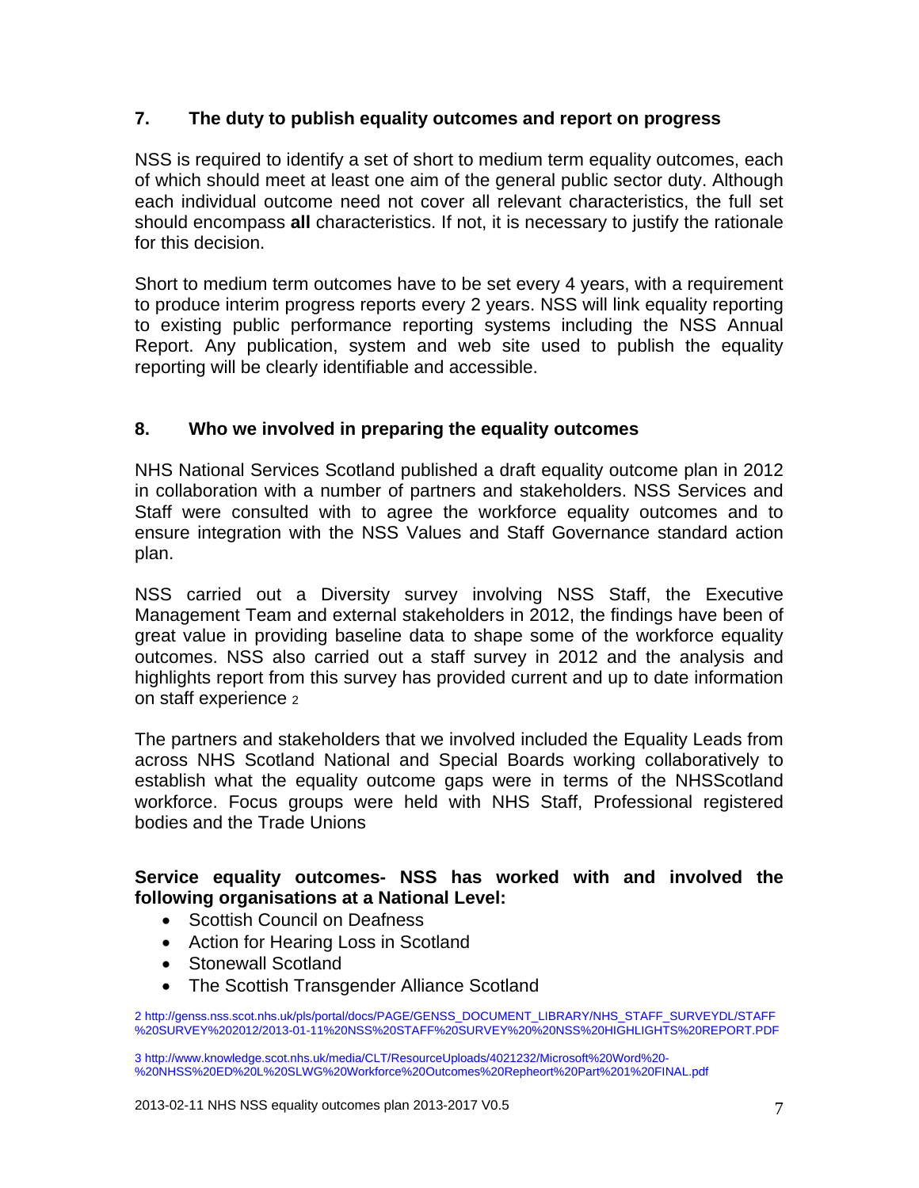## 7. The duty to publish equality outcomes and report on progress

NSS is required to identify a set of short to medium term equality outcomes, each of which should meet at least one aim of the general public sector duty. Although each individual outcome need not cover all relevant characteristics, the full set should encompass **all** characteristics. If not, it is necessary to justify the rationale for this decision.

Short to medium term outcomes have to be set every 4 years, with a requirement to produce interim progress reports every 2 years. NSS will link equality reporting to existing public performance reporting systems including the NSS Annual Report. Any publication, system and web site used to publish the equality reporting will be clearly identifiable and accessible.

## 8. Who we involved in preparing the equality outcomes

NHS National Services Scotland published a draft equality outcome plan in 2012 in collaboration with a number of partners and stakeholders. NSS Services and Staff were consulted with to agree the workforce equality outcomes and to ensure integration with the NSS Values and Staff Governance standard action plan.

NSS carried out a Diversity survey involving NSS Staff, the Executive Management Team and external stakeholders in 2012, the findings have been of great value in providing baseline data to shape some of the workforce equality outcomes. NSS also carried out a staff survey in 2012 and the analysis and highlights report from this survey has provided current and up to date information on staff experience [2]

The partners and stakeholders that we involved included the Equality Leads from across NHS Scotland National and Special Boards working collaboratively to establish what the equality outcome gaps were in terms of the NHSScotland workforce. Focus groups were held with NHS Staff, Professional registered bodies and the Trade Unions

**Service equality outcomes- NSS has worked with and involved the following organisations at a National Level:**

- Scottish Council on Deafness
- Action for Hearing Loss in Scotland
- Stonewall Scotland
- The Scottish Transgender Alliance Scotland

2 http://genss.nss.scot.nhs.uk/pls/portal/docs/PAGE/GENSS_DOCUMENT_LIBRARY/NHS_STAFF_SURVEYDL/STAFF%20SURVEY%202012/2013-01-11%20NSS%20STAFF%20SURVEY%20%20NSS%20HIGHLIGHTS%20REPORT.PDF

3 http://www.knowledge.scot.nhs.uk/media/CLT/ResourceUploads/4021232/Microsoft%20Word%20-%20NHSS%20ED%20L%20SLWG%20Workforce%20Outcomes%20Repheort%20Part%201%20FINAL.pdf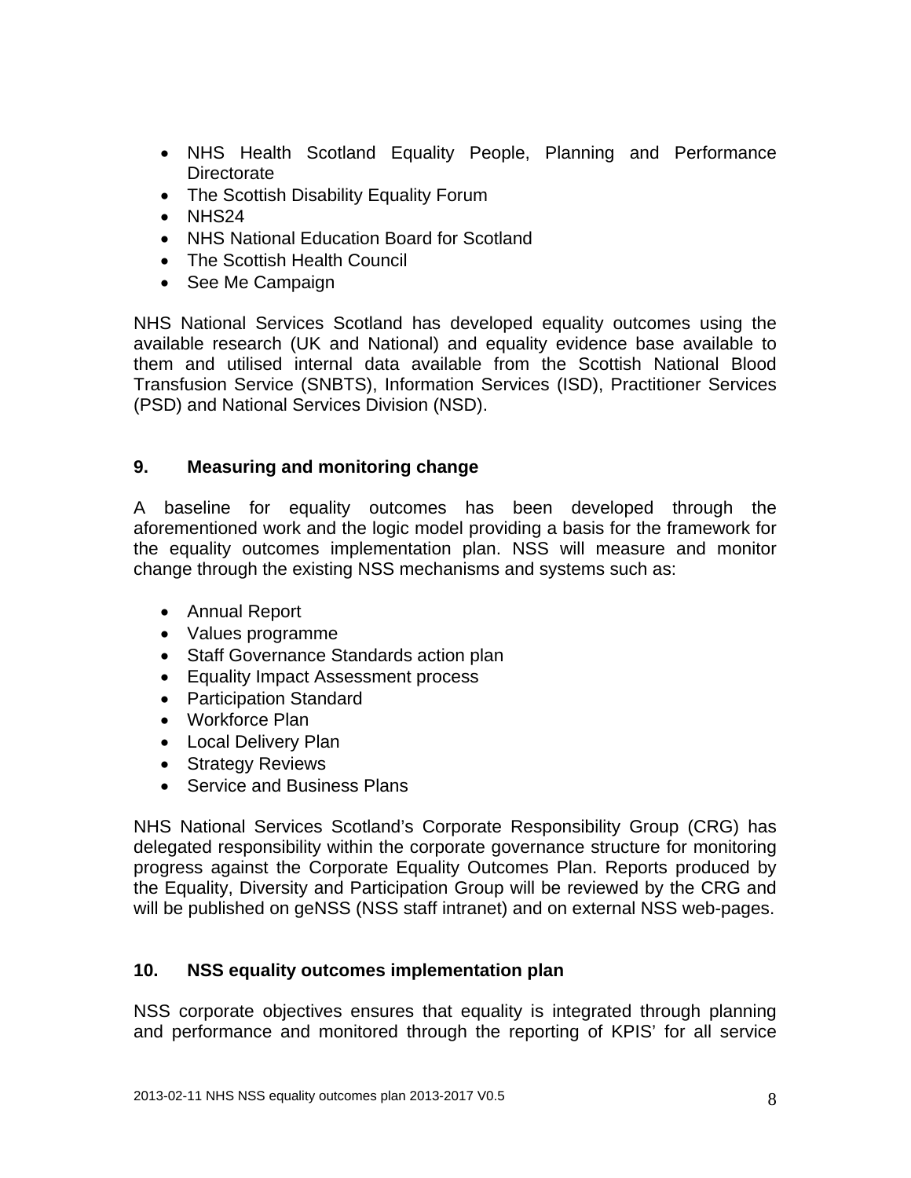- NHS Health Scotland Equality People, Planning and Performance Directorate
- The Scottish Disability Equality Forum
- NHS24
- NHS National Education Board for Scotland
- The Scottish Health Council
- See Me Campaign

NHS National Services Scotland has developed equality outcomes using the available research (UK and National) and equality evidence base available to them and utilised internal data available from the Scottish National Blood Transfusion Service (SNBTS), Information Services (ISD), Practitioner Services (PSD) and National Services Division (NSD).

## 9. Measuring and monitoring change

A baseline for equality outcomes has been developed through the aforementioned work and the logic model providing a basis for the framework for the equality outcomes implementation plan. NSS will measure and monitor change through the existing NSS mechanisms and systems such as:

- Annual Report
- Values programme
- Staff Governance Standards action plan
- Equality Impact Assessment process
- Participation Standard
- Workforce Plan
- Local Delivery Plan
- Strategy Reviews
- Service and Business Plans

NHS National Services Scotland's Corporate Responsibility Group (CRG) has delegated responsibility within the corporate governance structure for monitoring progress against the Corporate Equality Outcomes Plan. Reports produced by the Equality, Diversity and Participation Group will be reviewed by the CRG and will be published on geNSS (NSS staff intranet) and on external NSS web-pages.

## 10. NSS equality outcomes implementation plan

NSS corporate objectives ensures that equality is integrated through planning and performance and monitored through the reporting of KPIS' for all service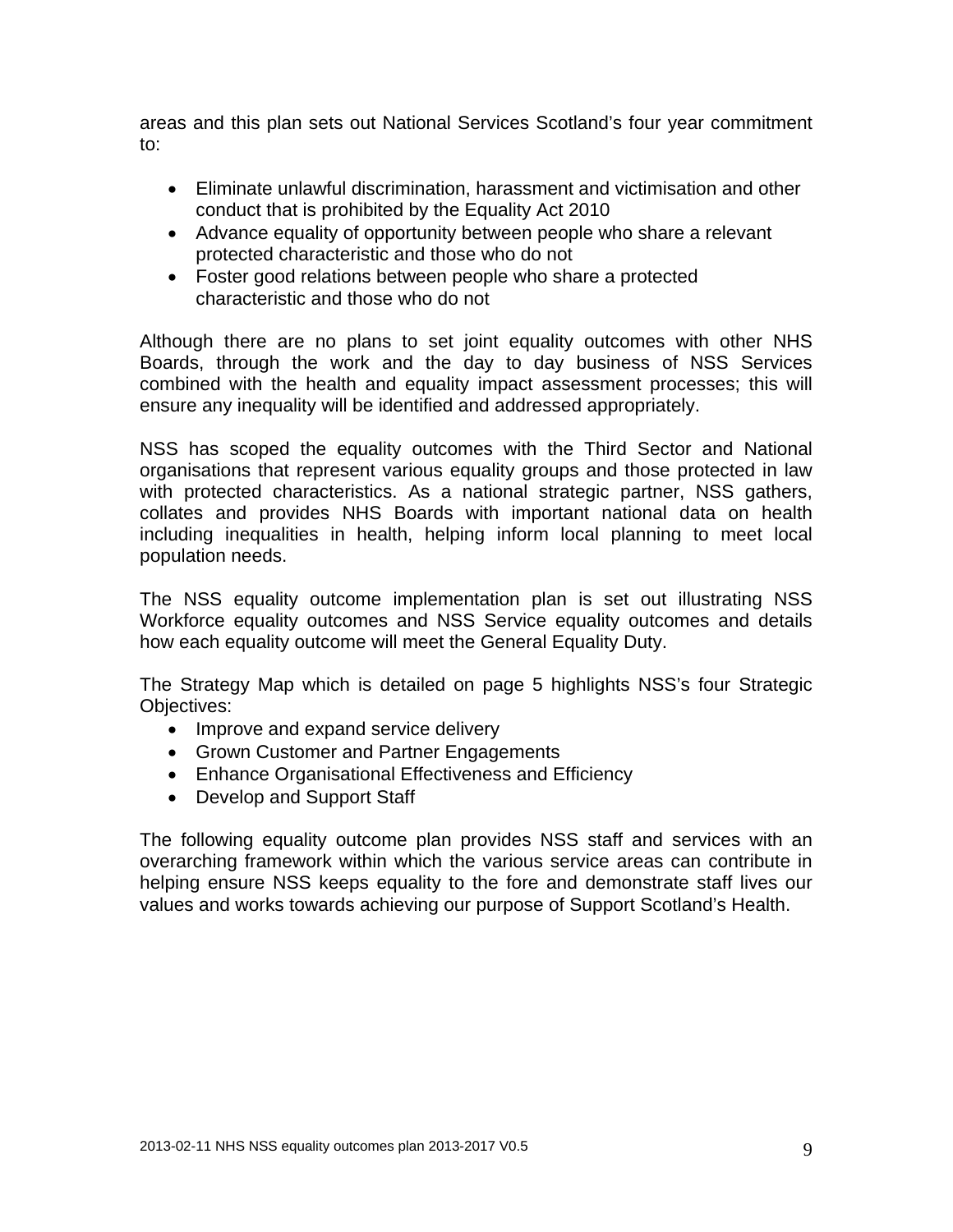areas and this plan sets out National Services Scotland's four year commitment to:

- Eliminate unlawful discrimination, harassment and victimisation and other conduct that is prohibited by the Equality Act 2010
- Advance equality of opportunity between people who share a relevant protected characteristic and those who do not
- Foster good relations between people who share a protected characteristic and those who do not

Although there are no plans to set joint equality outcomes with other NHS Boards, through the work and the day to day business of NSS Services combined with the health and equality impact assessment processes; this will ensure any inequality will be identified and addressed appropriately.

NSS has scoped the equality outcomes with the Third Sector and National organisations that represent various equality groups and those protected in law with protected characteristics. As a national strategic partner, NSS gathers, collates and provides NHS Boards with important national data on health including inequalities in health, helping inform local planning to meet local population needs.

The NSS equality outcome implementation plan is set out illustrating NSS Workforce equality outcomes and NSS Service equality outcomes and details how each equality outcome will meet the General Equality Duty.

The Strategy Map which is detailed on page 5 highlights NSS's four Strategic Objectives:

- Improve and expand service delivery
- Grown Customer and Partner Engagements
- Enhance Organisational Effectiveness and Efficiency
- Develop and Support Staff

The following equality outcome plan provides NSS staff and services with an overarching framework within which the various service areas can contribute in helping ensure NSS keeps equality to the fore and demonstrate staff lives our values and works towards achieving our purpose of Support Scotland's Health.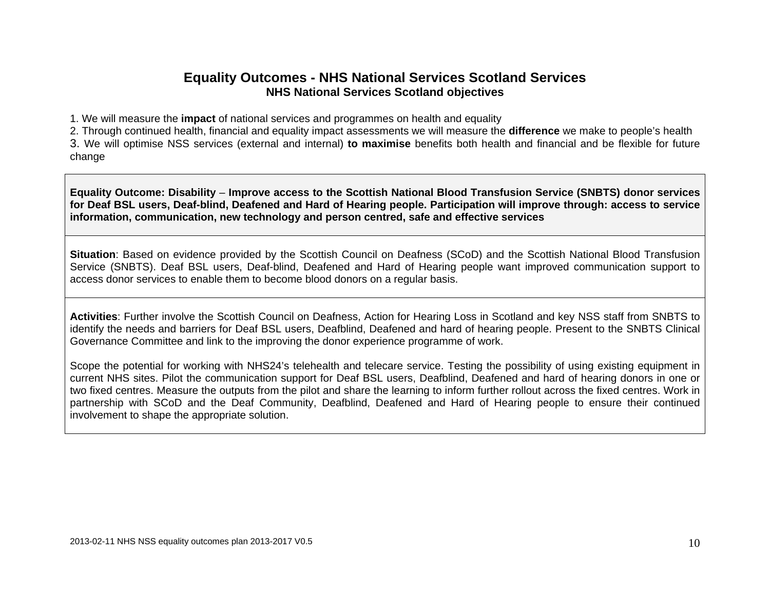## Equality Outcomes - NHS National Services Scotland Services

### NHS National Services Scotland objectives

1. We will measure the **impact** of national services and programmes on health and equality
2. Through continued health, financial and equality impact assessments we will measure the **difference** we make to people's health
3. We will optimise NSS services (external and internal) **to maximise** benefits both health and financial and be flexible for future change

| **Equality Outcome: Disability** – **Improve access to the Scottish National Blood Transfusion Service (SNBTS) donor services for Deaf BSL users, Deaf-blind, Deafened and Hard of Hearing people. Participation will improve through: access to service information, communication, new technology and person centred, safe and effective services** |
|---|
| **Situation**: Based on evidence provided by the Scottish Council on Deafness (SCoD) and the Scottish National Blood Transfusion Service (SNBTS). Deaf BSL users, Deaf-blind, Deafened and Hard of Hearing people want improved communication support to access donor services to enable them to become blood donors on a regular basis. |
| **Activities**: Further involve the Scottish Council on Deafness, Action for Hearing Loss in Scotland and key NSS staff from SNBTS to identify the needs and barriers for Deaf BSL users, Deafblind, Deafened and hard of hearing people. Present to the SNBTS Clinical Governance Committee and link to the improving the donor experience programme of work.<br><br>Scope the potential for working with NHS24's telehealth and telecare service. Testing the possibility of using existing equipment in current NHS sites. Pilot the communication support for Deaf BSL users, Deafblind, Deafened and hard of hearing donors in one or two fixed centres. Measure the outputs from the pilot and share the learning to inform further rollout across the fixed centres. Work in partnership with SCoD and the Deaf Community, Deafblind, Deafened and Hard of Hearing people to ensure their continued involvement to shape the appropriate solution. |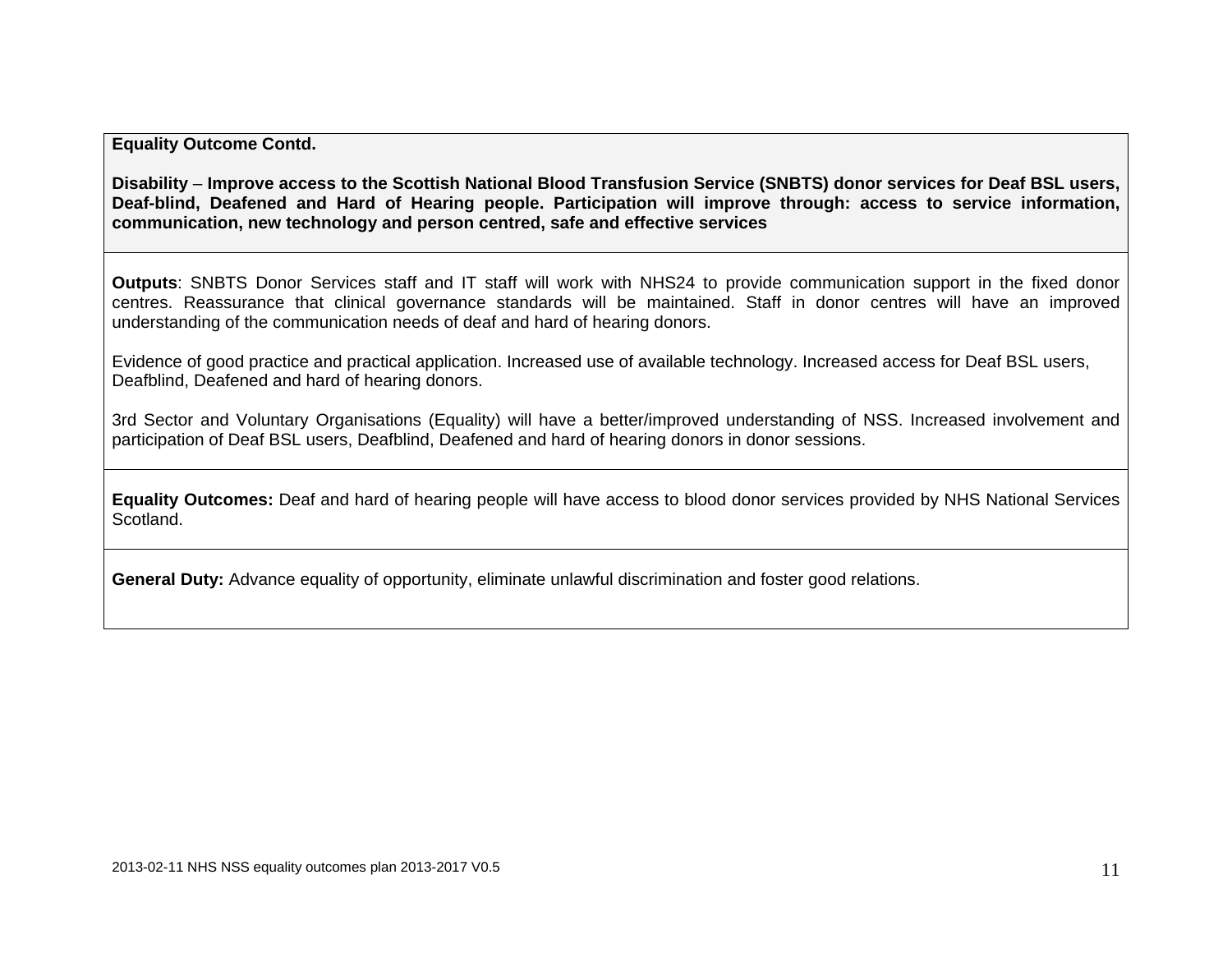**Equality Outcome Contd.**

**Disability – Improve access to the Scottish National Blood Transfusion Service (SNBTS) donor services for Deaf BSL users, Deaf-blind, Deafened and Hard of Hearing people. Participation will improve through: access to service information, communication, new technology and person centred, safe and effective services**

**Outputs**: SNBTS Donor Services staff and IT staff will work with NHS24 to provide communication support in the fixed donor centres. Reassurance that clinical governance standards will be maintained. Staff in donor centres will have an improved understanding of the communication needs of deaf and hard of hearing donors.

Evidence of good practice and practical application. Increased use of available technology. Increased access for Deaf BSL users, Deafblind, Deafened and hard of hearing donors.

3rd Sector and Voluntary Organisations (Equality) will have a better/improved understanding of NSS. Increased involvement and participation of Deaf BSL users, Deafblind, Deafened and hard of hearing donors in donor sessions.

**Equality Outcomes:** Deaf and hard of hearing people will have access to blood donor services provided by NHS National Services Scotland.

**General Duty:** Advance equality of opportunity, eliminate unlawful discrimination and foster good relations.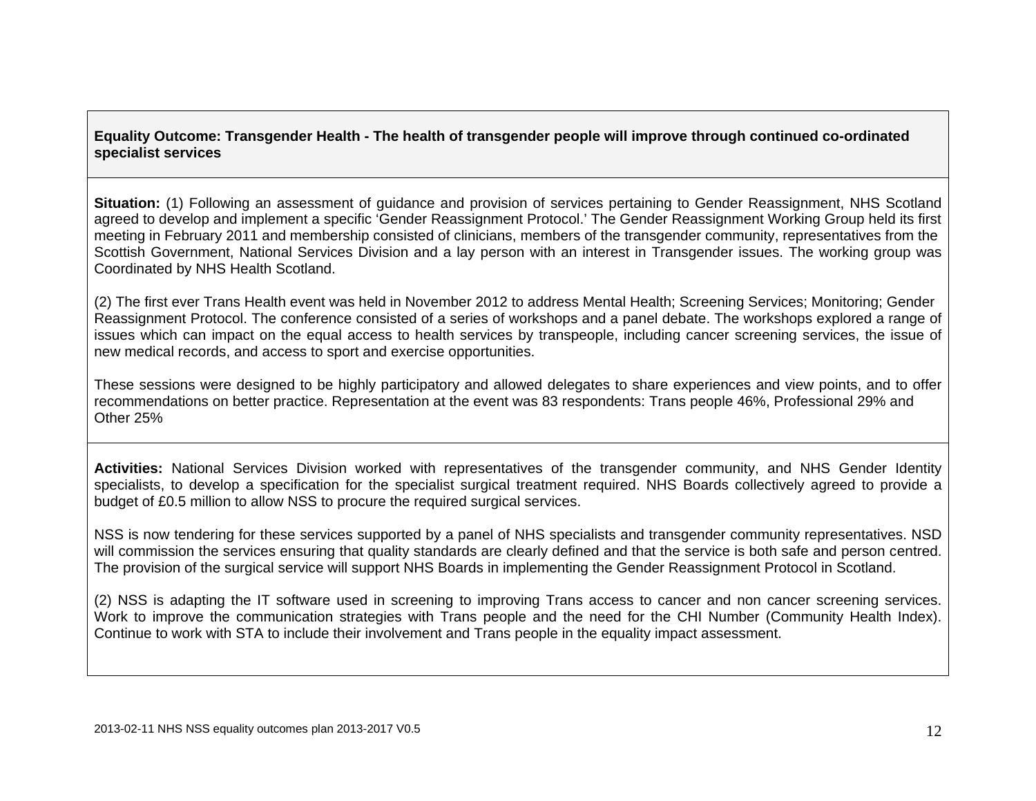**Equality Outcome: Transgender Health - The health of transgender people will improve through continued co-ordinated specialist services**

**Situation:** (1) Following an assessment of guidance and provision of services pertaining to Gender Reassignment, NHS Scotland agreed to develop and implement a specific 'Gender Reassignment Protocol.' The Gender Reassignment Working Group held its first meeting in February 2011 and membership consisted of clinicians, members of the transgender community, representatives from the Scottish Government, National Services Division and a lay person with an interest in Transgender issues. The working group was Coordinated by NHS Health Scotland.

(2) The first ever Trans Health event was held in November 2012 to address Mental Health; Screening Services; Monitoring; Gender Reassignment Protocol. The conference consisted of a series of workshops and a panel debate. The workshops explored a range of issues which can impact on the equal access to health services by transpeople, including cancer screening services, the issue of new medical records, and access to sport and exercise opportunities.

These sessions were designed to be highly participatory and allowed delegates to share experiences and view points, and to offer recommendations on better practice. Representation at the event was 83 respondents: Trans people 46%, Professional 29% and Other 25%

**Activities:** National Services Division worked with representatives of the transgender community, and NHS Gender Identity specialists, to develop a specification for the specialist surgical treatment required. NHS Boards collectively agreed to provide a budget of £0.5 million to allow NSS to procure the required surgical services.

NSS is now tendering for these services supported by a panel of NHS specialists and transgender community representatives. NSD will commission the services ensuring that quality standards are clearly defined and that the service is both safe and person centred. The provision of the surgical service will support NHS Boards in implementing the Gender Reassignment Protocol in Scotland.

(2) NSS is adapting the IT software used in screening to improving Trans access to cancer and non cancer screening services. Work to improve the communication strategies with Trans people and the need for the CHI Number (Community Health Index). Continue to work with STA to include their involvement and Trans people in the equality impact assessment.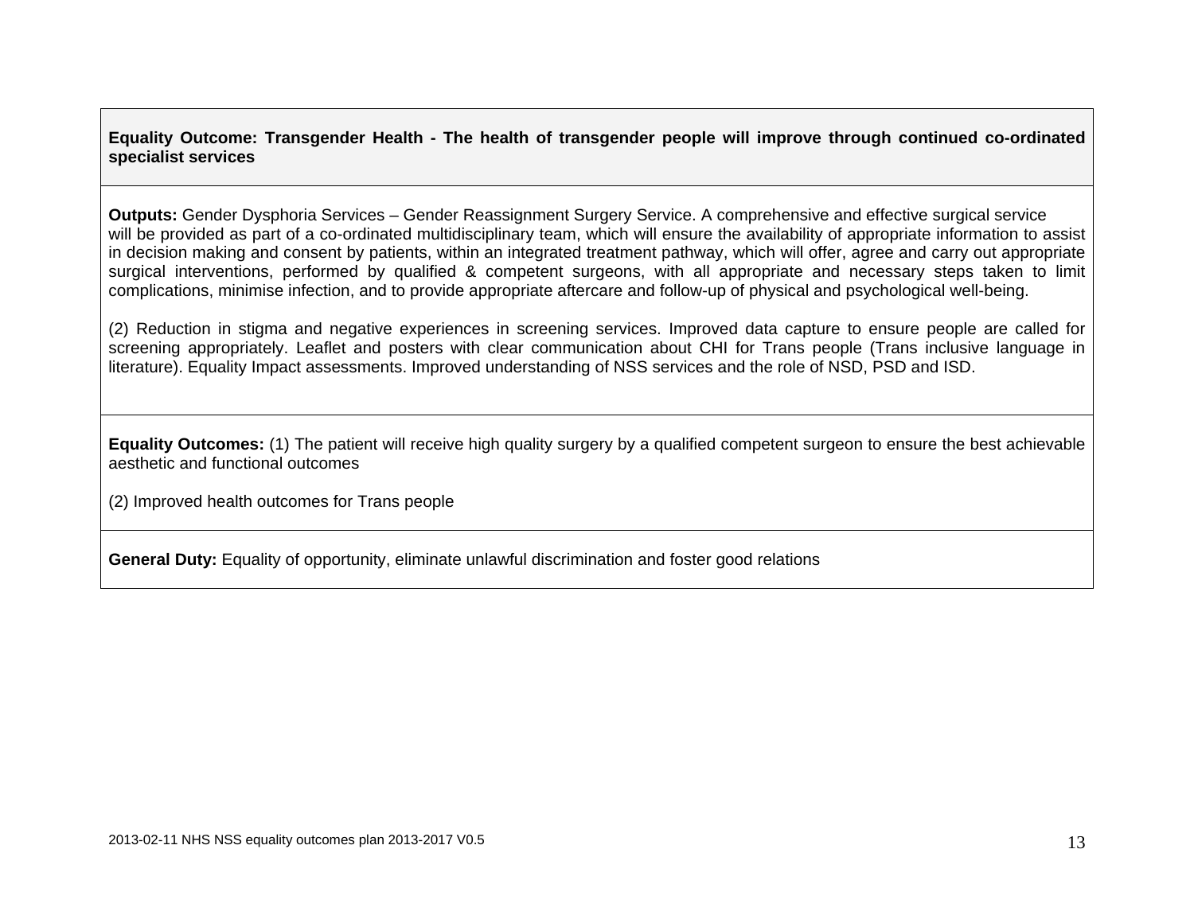**Equality Outcome: Transgender Health - The health of transgender people will improve through continued co-ordinated specialist services**

**Outputs:** Gender Dysphoria Services – Gender Reassignment Surgery Service. A comprehensive and effective surgical service will be provided as part of a co-ordinated multidisciplinary team, which will ensure the availability of appropriate information to assist in decision making and consent by patients, within an integrated treatment pathway, which will offer, agree and carry out appropriate surgical interventions, performed by qualified & competent surgeons, with all appropriate and necessary steps taken to limit complications, minimise infection, and to provide appropriate aftercare and follow-up of physical and psychological well-being.

(2) Reduction in stigma and negative experiences in screening services. Improved data capture to ensure people are called for screening appropriately. Leaflet and posters with clear communication about CHI for Trans people (Trans inclusive language in literature). Equality Impact assessments. Improved understanding of NSS services and the role of NSD, PSD and ISD.

**Equality Outcomes:** (1) The patient will receive high quality surgery by a qualified competent surgeon to ensure the best achievable aesthetic and functional outcomes

(2) Improved health outcomes for Trans people

**General Duty:** Equality of opportunity, eliminate unlawful discrimination and foster good relations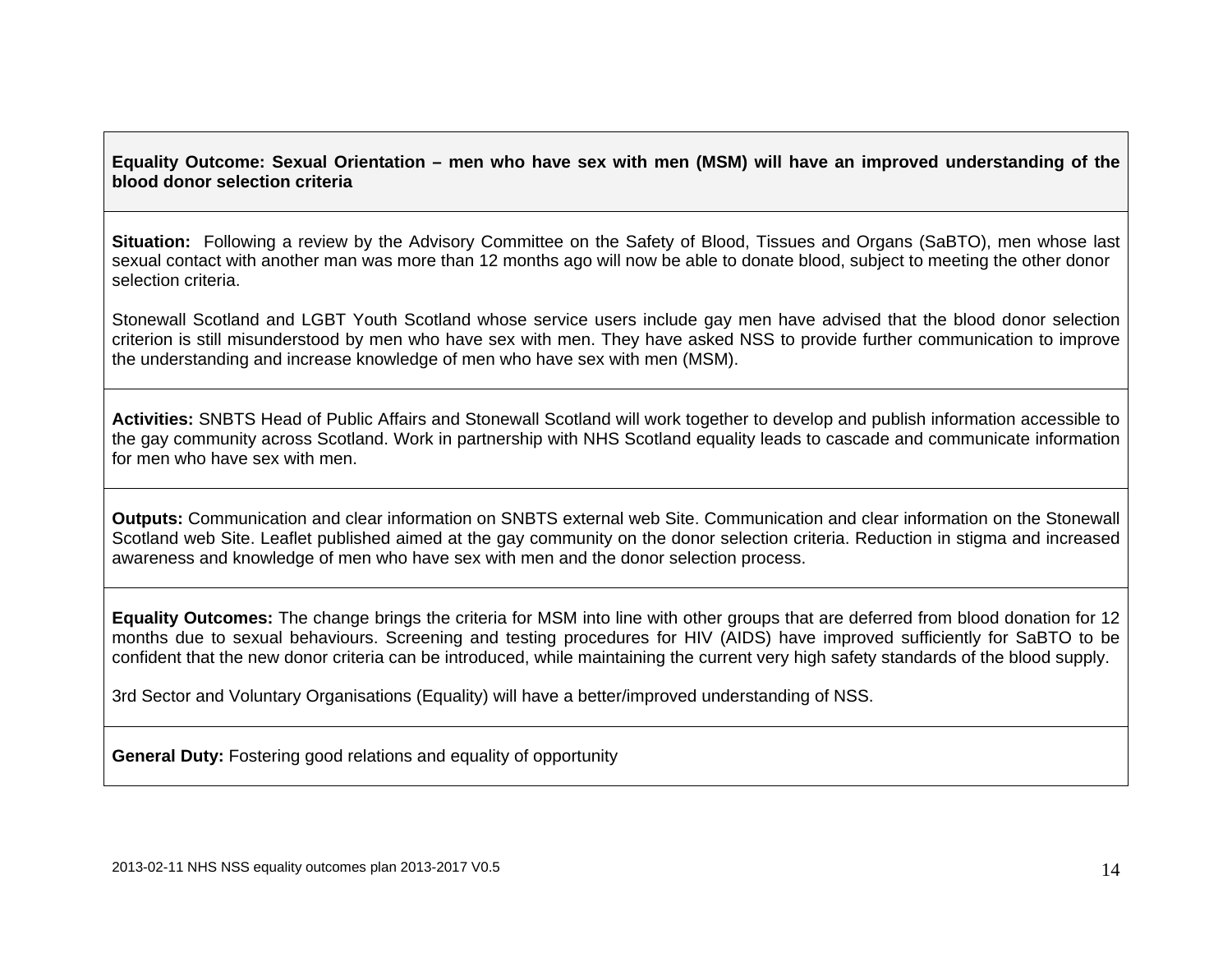**Equality Outcome: Sexual Orientation – men who have sex with men (MSM) will have an improved understanding of the blood donor selection criteria**

**Situation:** Following a review by the Advisory Committee on the Safety of Blood, Tissues and Organs (SaBTO), men whose last sexual contact with another man was more than 12 months ago will now be able to donate blood, subject to meeting the other donor selection criteria.

Stonewall Scotland and LGBT Youth Scotland whose service users include gay men have advised that the blood donor selection criterion is still misunderstood by men who have sex with men. They have asked NSS to provide further communication to improve the understanding and increase knowledge of men who have sex with men (MSM).

**Activities:** SNBTS Head of Public Affairs and Stonewall Scotland will work together to develop and publish information accessible to the gay community across Scotland. Work in partnership with NHS Scotland equality leads to cascade and communicate information for men who have sex with men.

**Outputs:** Communication and clear information on SNBTS external web Site. Communication and clear information on the Stonewall Scotland web Site. Leaflet published aimed at the gay community on the donor selection criteria. Reduction in stigma and increased awareness and knowledge of men who have sex with men and the donor selection process.

**Equality Outcomes:** The change brings the criteria for MSM into line with other groups that are deferred from blood donation for 12 months due to sexual behaviours. Screening and testing procedures for HIV (AIDS) have improved sufficiently for SaBTO to be confident that the new donor criteria can be introduced, while maintaining the current very high safety standards of the blood supply.

3rd Sector and Voluntary Organisations (Equality) will have a better/improved understanding of NSS.

**General Duty:** Fostering good relations and equality of opportunity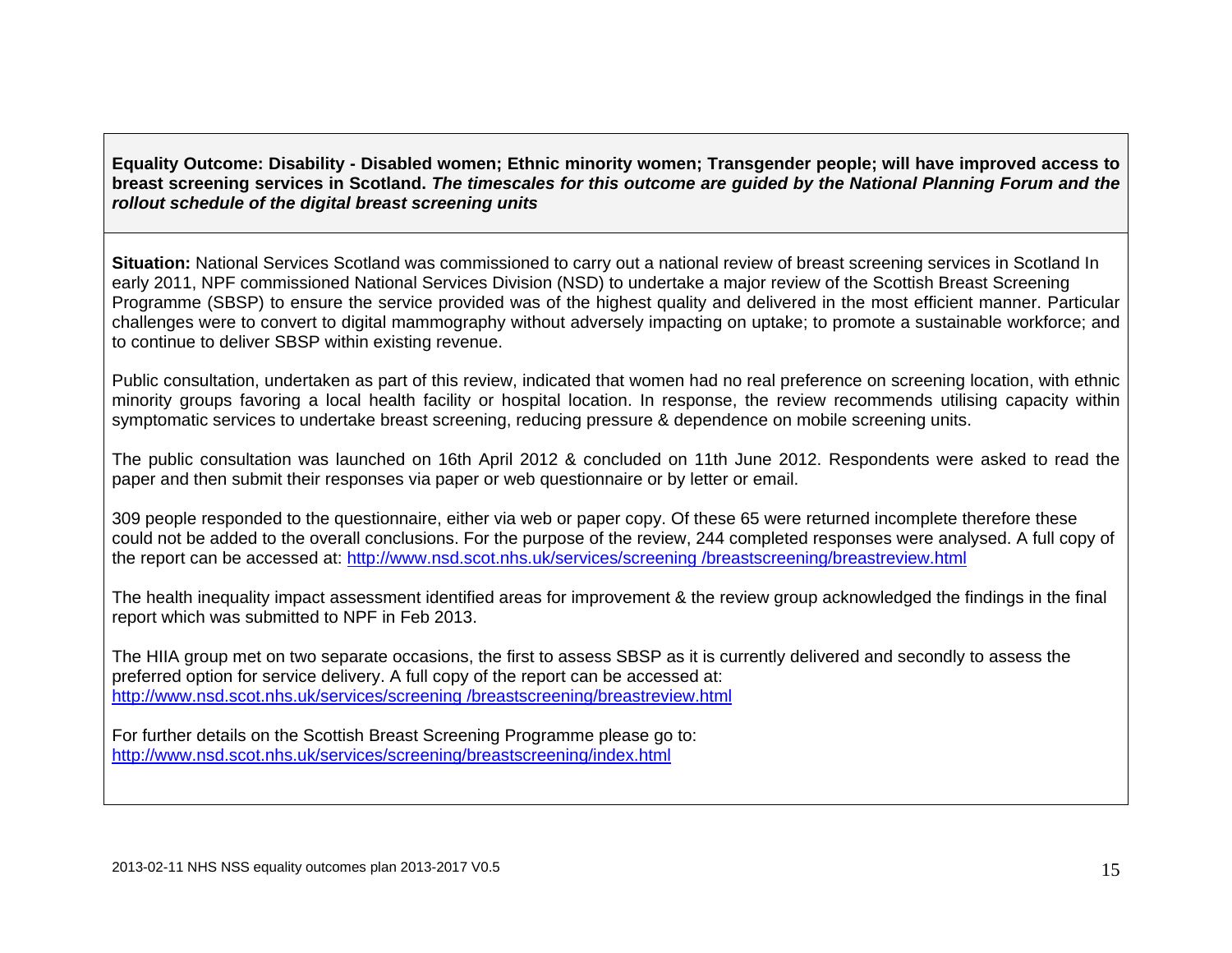**Equality Outcome: Disability - Disabled women; Ethnic minority women; Transgender people; will have improved access to breast screening services in Scotland.** ***The timescales for this outcome are guided by the National Planning Forum and the rollout schedule of the digital breast screening units***

**Situation:** National Services Scotland was commissioned to carry out a national review of breast screening services in Scotland In early 2011, NPF commissioned National Services Division (NSD) to undertake a major review of the Scottish Breast Screening Programme (SBSP) to ensure the service provided was of the highest quality and delivered in the most efficient manner. Particular challenges were to convert to digital mammography without adversely impacting on uptake; to promote a sustainable workforce; and to continue to deliver SBSP within existing revenue.

Public consultation, undertaken as part of this review, indicated that women had no real preference on screening location, with ethnic minority groups favoring a local health facility or hospital location. In response, the review recommends utilising capacity within symptomatic services to undertake breast screening, reducing pressure & dependence on mobile screening units.

The public consultation was launched on 16th April 2012 & concluded on 11th June 2012. Respondents were asked to read the paper and then submit their responses via paper or web questionnaire or by letter or email.

309 people responded to the questionnaire, either via web or paper copy. Of these 65 were returned incomplete therefore these could not be added to the overall conclusions. For the purpose of the review, 244 completed responses were analysed. A full copy of the report can be accessed at: http://www.nsd.scot.nhs.uk/services/screening /breastscreening/breastreview.html

The health inequality impact assessment identified areas for improvement & the review group acknowledged the findings in the final report which was submitted to NPF in Feb 2013.

The HIIA group met on two separate occasions, the first to assess SBSP as it is currently delivered and secondly to assess the preferred option for service delivery. A full copy of the report can be accessed at: http://www.nsd.scot.nhs.uk/services/screening /breastscreening/breastreview.html

For further details on the Scottish Breast Screening Programme please go to: http://www.nsd.scot.nhs.uk/services/screening/breastscreening/index.html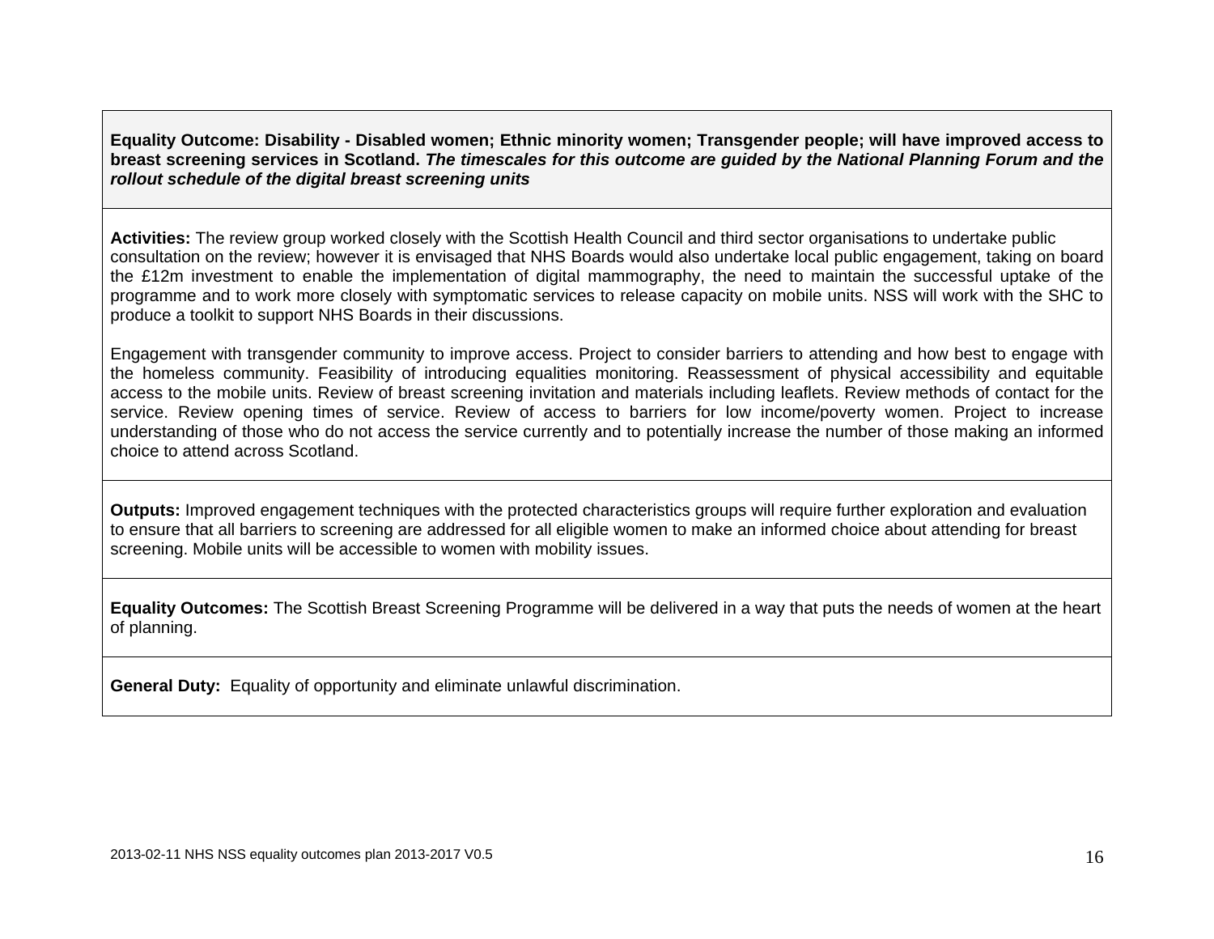**Equality Outcome: Disability - Disabled women; Ethnic minority women; Transgender people; will have improved access to breast screening services in Scotland.** ***The timescales for this outcome are guided by the National Planning Forum and the rollout schedule of the digital breast screening units***

**Activities:** The review group worked closely with the Scottish Health Council and third sector organisations to undertake public consultation on the review; however it is envisaged that NHS Boards would also undertake local public engagement, taking on board the £12m investment to enable the implementation of digital mammography, the need to maintain the successful uptake of the programme and to work more closely with symptomatic services to release capacity on mobile units. NSS will work with the SHC to produce a toolkit to support NHS Boards in their discussions.

Engagement with transgender community to improve access. Project to consider barriers to attending and how best to engage with the homeless community. Feasibility of introducing equalities monitoring. Reassessment of physical accessibility and equitable access to the mobile units. Review of breast screening invitation and materials including leaflets. Review methods of contact for the service. Review opening times of service. Review of access to barriers for low income/poverty women. Project to increase understanding of those who do not access the service currently and to potentially increase the number of those making an informed choice to attend across Scotland.

**Outputs:** Improved engagement techniques with the protected characteristics groups will require further exploration and evaluation to ensure that all barriers to screening are addressed for all eligible women to make an informed choice about attending for breast screening. Mobile units will be accessible to women with mobility issues.

**Equality Outcomes:** The Scottish Breast Screening Programme will be delivered in a way that puts the needs of women at the heart of planning.

**General Duty:** Equality of opportunity and eliminate unlawful discrimination.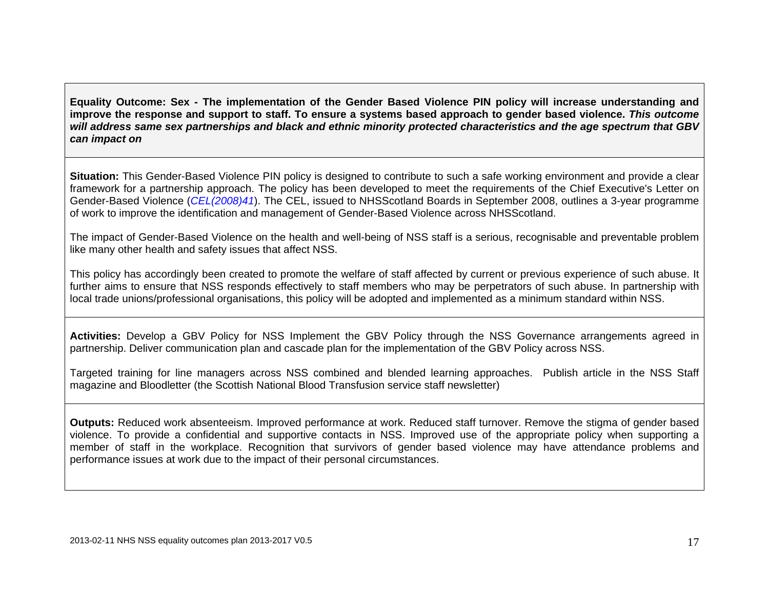**Equality Outcome: Sex - The implementation of the Gender Based Violence PIN policy will increase understanding and improve the response and support to staff. To ensure a systems based approach to gender based violence. *This outcome will address same sex partnerships and black and ethnic minority protected characteristics and the age spectrum that GBV can impact on***

**Situation:** This Gender-Based Violence PIN policy is designed to contribute to such a safe working environment and provide a clear framework for a partnership approach. The policy has been developed to meet the requirements of the Chief Executive's Letter on Gender-Based Violence (*CEL(2008)41*). The CEL, issued to NHSScotland Boards in September 2008, outlines a 3-year programme of work to improve the identification and management of Gender-Based Violence across NHSScotland.

The impact of Gender-Based Violence on the health and well-being of NSS staff is a serious, recognisable and preventable problem like many other health and safety issues that affect NSS.

This policy has accordingly been created to promote the welfare of staff affected by current or previous experience of such abuse. It further aims to ensure that NSS responds effectively to staff members who may be perpetrators of such abuse. In partnership with local trade unions/professional organisations, this policy will be adopted and implemented as a minimum standard within NSS.

**Activities:** Develop a GBV Policy for NSS Implement the GBV Policy through the NSS Governance arrangements agreed in partnership. Deliver communication plan and cascade plan for the implementation of the GBV Policy across NSS.

Targeted training for line managers across NSS combined and blended learning approaches. Publish article in the NSS Staff magazine and Bloodletter (the Scottish National Blood Transfusion service staff newsletter)

**Outputs:** Reduced work absenteeism. Improved performance at work. Reduced staff turnover. Remove the stigma of gender based violence. To provide a confidential and supportive contacts in NSS. Improved use of the appropriate policy when supporting a member of staff in the workplace. Recognition that survivors of gender based violence may have attendance problems and performance issues at work due to the impact of their personal circumstances.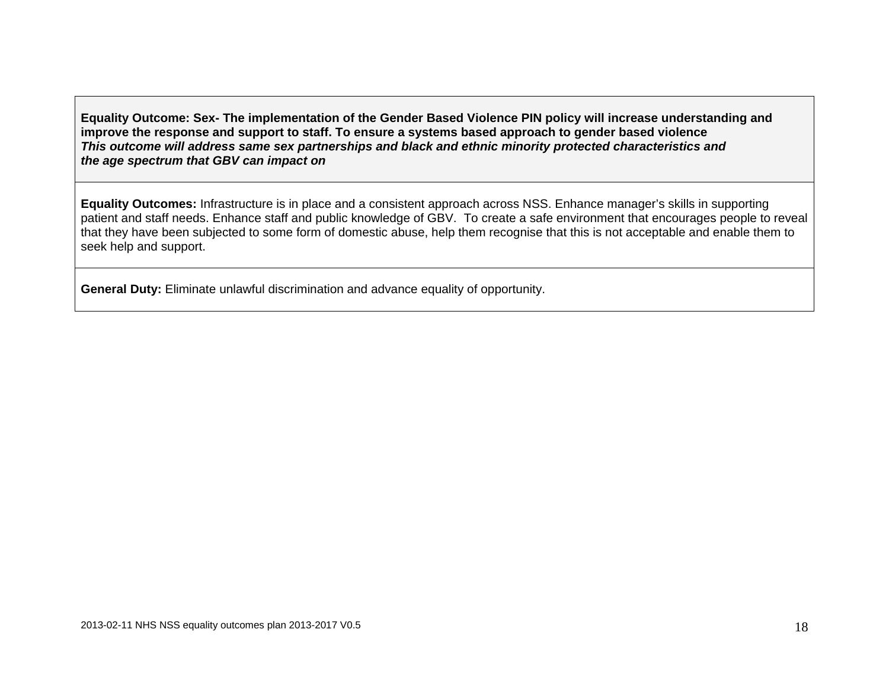| **Equality Outcome: Sex- The implementation of the Gender Based Violence PIN policy will increase understanding and improve the response and support to staff. To ensure a systems based approach to gender based violence** ***This outcome will address same sex partnerships and black and ethnic minority protected characteristics and the age spectrum that GBV can impact on*** |
|---|
| **Equality Outcomes:** Infrastructure is in place and a consistent approach across NSS. Enhance manager's skills in supporting patient and staff needs. Enhance staff and public knowledge of GBV. To create a safe environment that encourages people to reveal that they have been subjected to some form of domestic abuse, help them recognise that this is not acceptable and enable them to seek help and support. |
| **General Duty:** Eliminate unlawful discrimination and advance equality of opportunity. |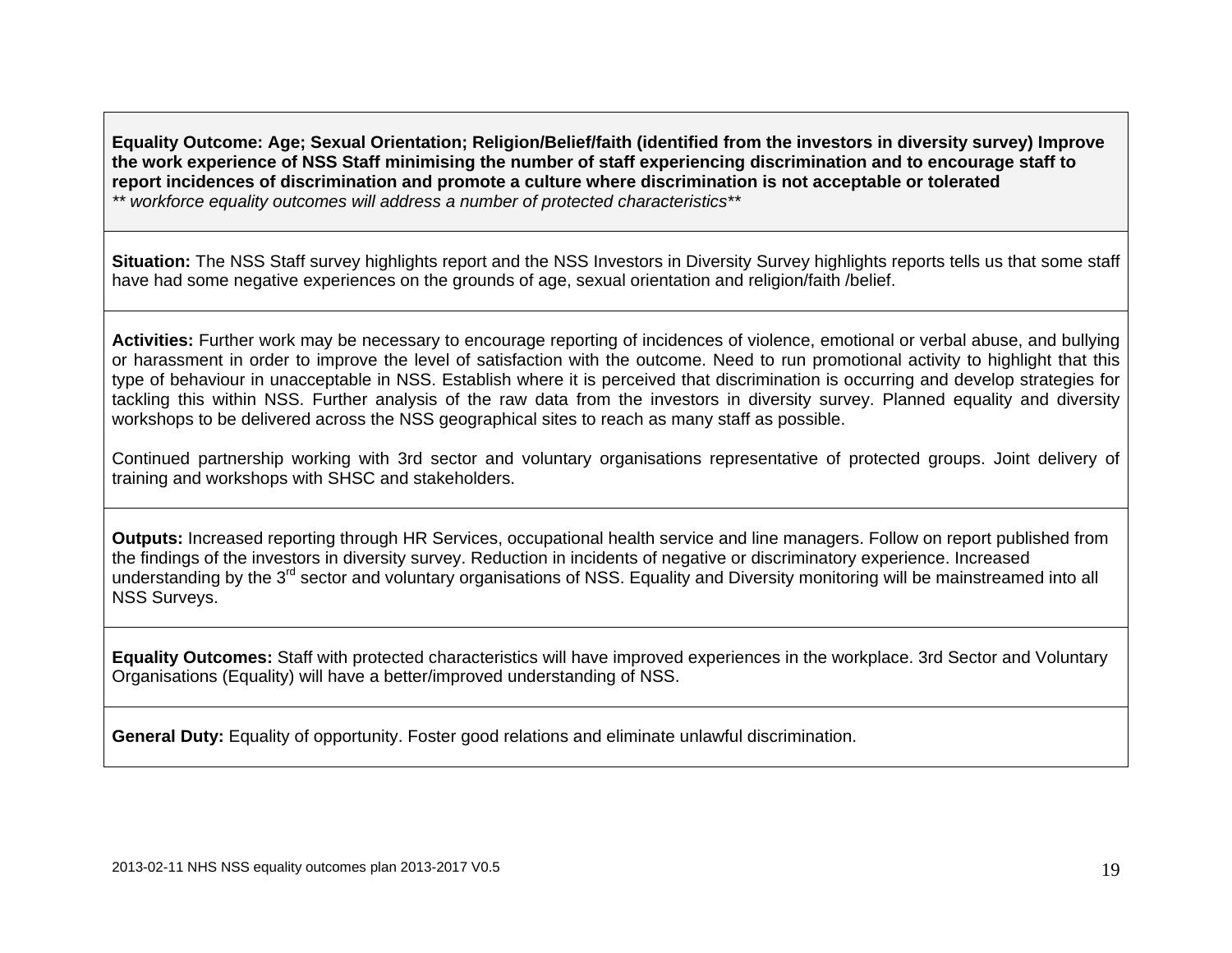**Equality Outcome: Age; Sexual Orientation; Religion/Belief/faith (identified from the investors in diversity survey) Improve the work experience of NSS Staff minimising the number of staff experiencing discrimination and to encourage staff to report incidences of discrimination and promote a culture where discrimination is not acceptable or tolerated**
*** workforce equality outcomes will address a number of protected characteristics***

**Situation:** The NSS Staff survey highlights report and the NSS Investors in Diversity Survey highlights reports tells us that some staff have had some negative experiences on the grounds of age, sexual orientation and religion/faith /belief.

**Activities:** Further work may be necessary to encourage reporting of incidences of violence, emotional or verbal abuse, and bullying or harassment in order to improve the level of satisfaction with the outcome. Need to run promotional activity to highlight that this type of behaviour in unacceptable in NSS. Establish where it is perceived that discrimination is occurring and develop strategies for tackling this within NSS. Further analysis of the raw data from the investors in diversity survey. Planned equality and diversity workshops to be delivered across the NSS geographical sites to reach as many staff as possible.

Continued partnership working with 3rd sector and voluntary organisations representative of protected groups. Joint delivery of training and workshops with SHSC and stakeholders.

**Outputs:** Increased reporting through HR Services, occupational health service and line managers. Follow on report published from the findings of the investors in diversity survey. Reduction in incidents of negative or discriminatory experience. Increased understanding by the 3rd sector and voluntary organisations of NSS. Equality and Diversity monitoring will be mainstreamed into all NSS Surveys.

**Equality Outcomes:** Staff with protected characteristics will have improved experiences in the workplace. 3rd Sector and Voluntary Organisations (Equality) will have a better/improved understanding of NSS.

**General Duty:** Equality of opportunity. Foster good relations and eliminate unlawful discrimination.